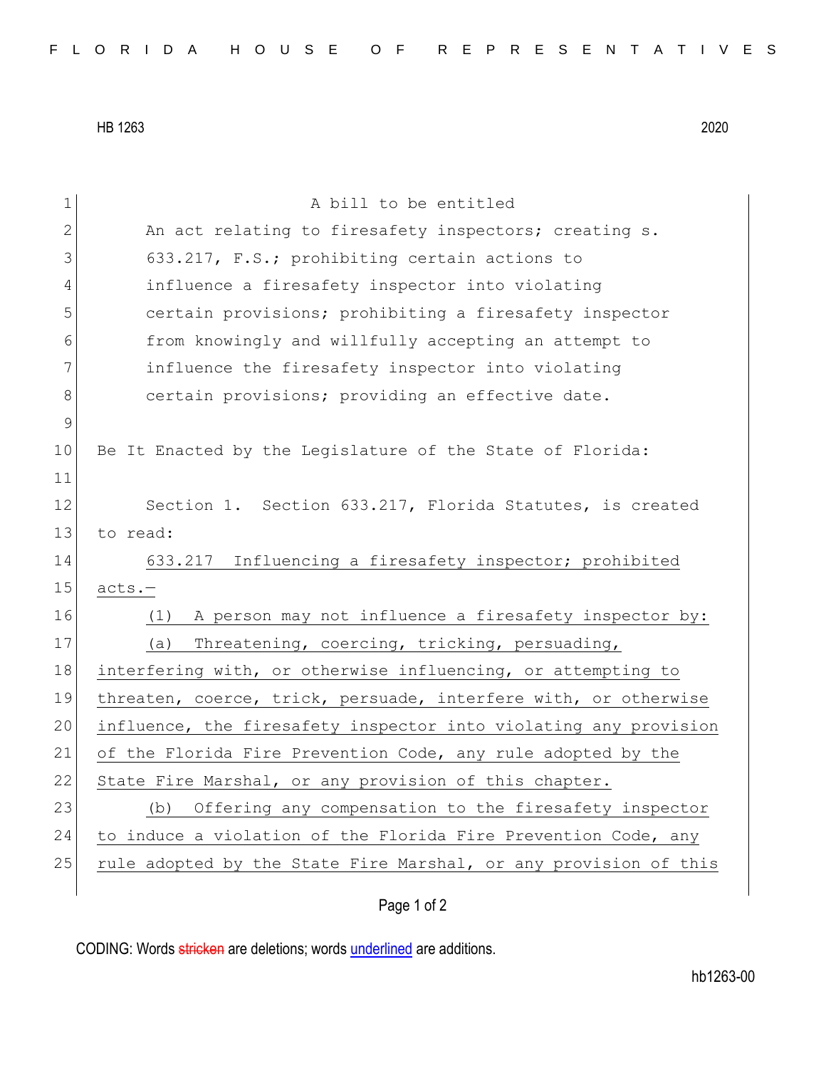HB 1263 2020

A bill to be entitled

An act relating to firesafety inspectors; creating s. 633.217, F.S.; prohibiting certain actions to influence a firesafety inspector into violating certain provisions; prohibiting a firesafety inspector from knowingly and willfully accepting an attempt to influence the firesafety inspector into violating certain provisions; providing an effective date.

Be It Enacted by the Legislature of the State of Florida:

Section 1. Section 633.217, Florida Statutes, is created to read:

633.217 Influencing a firesafety inspector; prohibited acts.—

(1) A person may not influence a firesafety inspector by:

(a) Threatening, coercing, tricking, persuading, interfering with, or otherwise influencing, or attempting to threaten, coerce, trick, persuade, interfere with, or otherwise influence, the firesafety inspector into violating any provision of the Florida Fire Prevention Code, any rule adopted by the State Fire Marshal, or any provision of this chapter.

(b) Offering any compensation to the firesafety inspector to induce a violation of the Florida Fire Prevention Code, any rule adopted by the State Fire Marshal, or any provision of this

CODING: Words stricken are deletions; words underlined are additions.

hb1263-00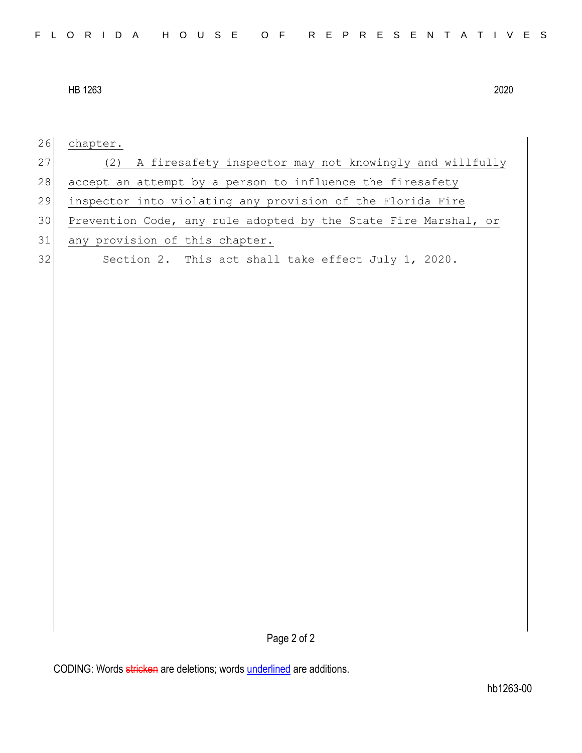26 chapter.

27 (2) A firesafety inspector may not knowingly and willfully

28 accept an attempt by a person to influence the firesafety

29 inspector into violating any provision of the Florida Fire

30 Prevention Code, any rule adopted by the State Fire Marshal, or

31 any provision of this chapter.

32 Section 2. This act shall take effect July 1, 2020.

CODING: Words stricken are deletions; words underlined are additions.